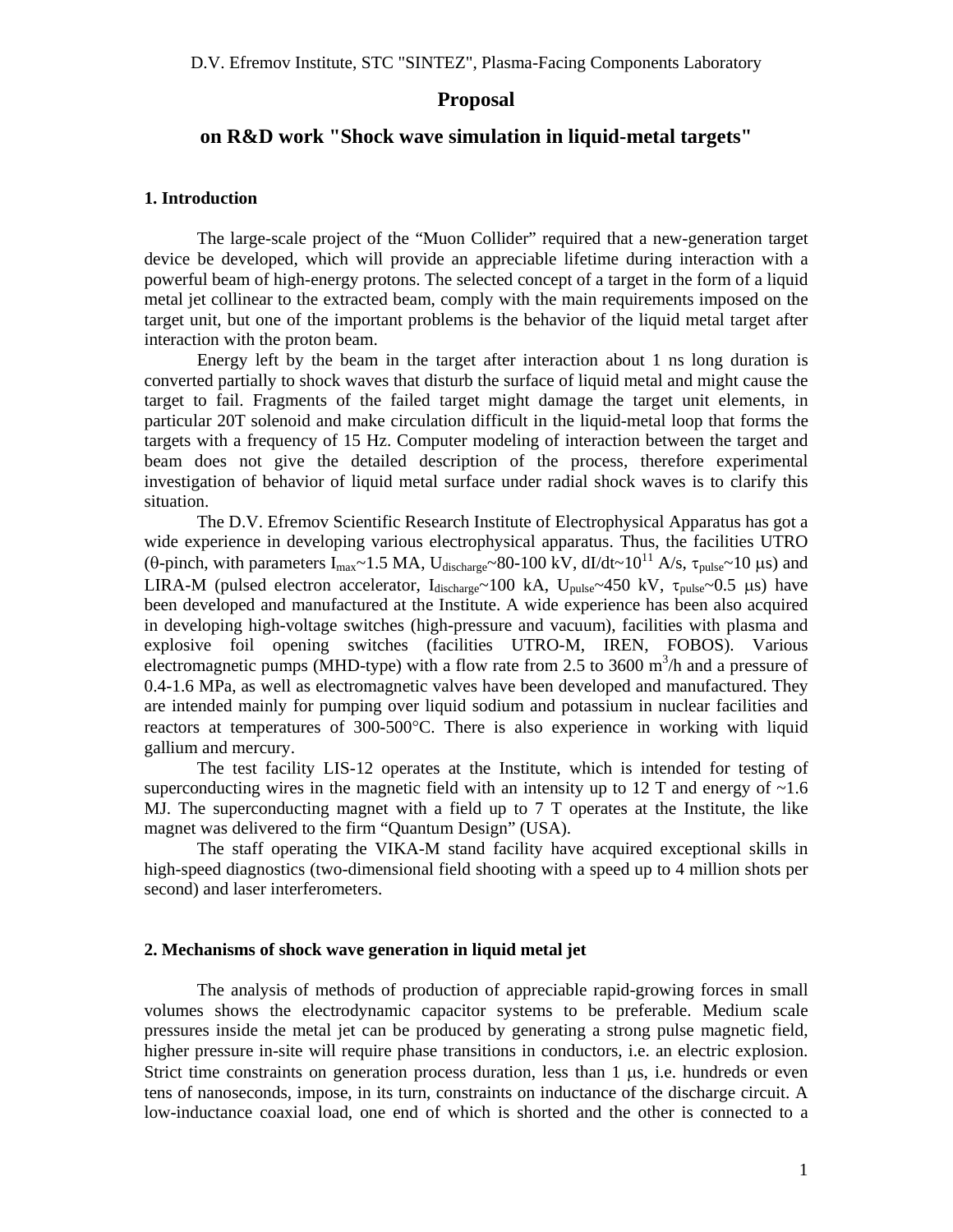D.V. Efremov Institute, STC "SINTEZ", Plasma-Facing Components Laboratory

# Proposal

## on R&D work "Shock wave simulation in liquid-metal targets"

### 1. Introduction

The large-scale project of the "Muon Collider" required that a new-generation target device be developed, which will provide an appreciable lifetime during interaction with a powerful beam of high-energy protons. The selected concept of a target in the form of a liquid metal jet collinear to the extracted beam, comply with the main requirements imposed on the target unit, but one of the important problems is the behavior of the liquid metal target after interaction with the proton beam.

Energy left by the beam in the target after interaction about 1 ns long duration is converted partially to shock waves that disturb the surface of liquid metal and might cause the target to fail. Fragments of the failed target might damage the target unit elements, in particular 20T solenoid and make circulation difficult in the liquid-metal loop that forms the targets with a frequency of 15 Hz. Computer modeling of interaction between the target and beam does not give the detailed description of the process, therefore experimental investigation of behavior of liquid metal surface under radial shock waves is to clarify this situation.

The D.V. Efremov Scientific Research Institute of Electrophysical Apparatus has got a wide experience in developing various electrophysical apparatus. Thus, the facilities UTRO ($\theta$-pinch, with parameters $I_{max}$~1.5 MA, $U_{discharge}$~80-100 kV, dI/dt~$10^{11}$ A/s, $\tau_{pulse}$~10 μs) and LIRA-M (pulsed electron accelerator, $I_{discharge}$~100 kA, $U_{pulse}$~450 kV, $\tau_{pulse}$~0.5 μs) have been developed and manufactured at the Institute. A wide experience has been also acquired in developing high-voltage switches (high-pressure and vacuum), facilities with plasma and explosive foil opening switches (facilities UTRO-M, IREN, FOBOS). Various electromagnetic pumps (MHD-type) with a flow rate from 2.5 to 3600 $m^3$/h and a pressure of 0.4-1.6 MPa, as well as electromagnetic valves have been developed and manufactured. They are intended mainly for pumping over liquid sodium and potassium in nuclear facilities and reactors at temperatures of 300-500°C. There is also experience in working with liquid gallium and mercury.

The test facility LIS-12 operates at the Institute, which is intended for testing of superconducting wires in the magnetic field with an intensity up to 12 T and energy of ~1.6 MJ. The superconducting magnet with a field up to 7 T operates at the Institute, the like magnet was delivered to the firm "Quantum Design" (USA).

The staff operating the VIKA-M stand facility have acquired exceptional skills in high-speed diagnostics (two-dimensional field shooting with a speed up to 4 million shots per second) and laser interferometers.

### 2. Mechanisms of shock wave generation in liquid metal jet

The analysis of methods of production of appreciable rapid-growing forces in small volumes shows the electrodynamic capacitor systems to be preferable. Medium scale pressures inside the metal jet can be produced by generating a strong pulse magnetic field, higher pressure in-site will require phase transitions in conductors, i.e. an electric explosion. Strict time constraints on generation process duration, less than 1 μs, i.e. hundreds or even tens of nanoseconds, impose, in its turn, constraints on inductance of the discharge circuit. A low-inductance coaxial load, one end of which is shorted and the other is connected to a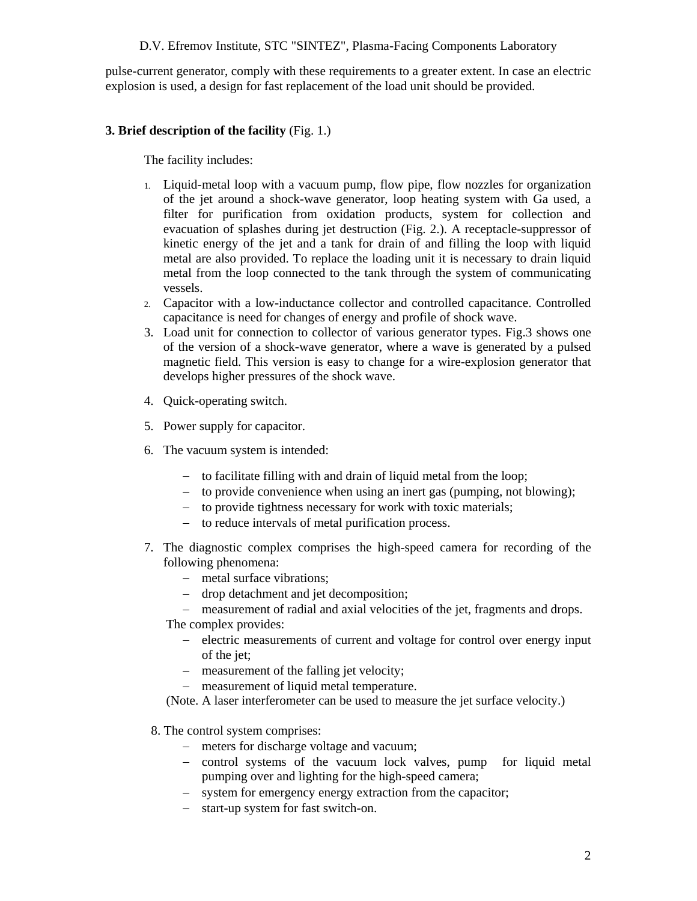pulse-current generator, comply with these requirements to a greater extent. In case an electric explosion is used, a design for fast replacement of the load unit should be provided.

### 3. Brief description of the facility (Fig. 1.)

The facility includes:

1. Liquid-metal loop with a vacuum pump, flow pipe, flow nozzles for organization of the jet around a shock-wave generator, loop heating system with Ga used, a filter for purification from oxidation products, system for collection and evacuation of splashes during jet destruction (Fig. 2.). A receptacle-suppressor of kinetic energy of the jet and a tank for drain of and filling the loop with liquid metal are also provided. To replace the loading unit it is necessary to drain liquid metal from the loop connected to the tank through the system of communicating vessels.
2. Capacitor with a low-inductance collector and controlled capacitance. Controlled capacitance is need for changes of energy and profile of shock wave.
3. Load unit for connection to collector of various generator types. Fig.3 shows one of the version of a shock-wave generator, where a wave is generated by a pulsed magnetic field. This version is easy to change for a wire-explosion generator that develops higher pressures of the shock wave.
4. Quick-operating switch.
5. Power supply for capacitor.
6. The vacuum system is intended:
   - to facilitate filling with and drain of liquid metal from the loop;
   - to provide convenience when using an inert gas (pumping, not blowing);
   - to provide tightness necessary for work with toxic materials;
   - to reduce intervals of metal purification process.
7. The diagnostic complex comprises the high-speed camera for recording of the following phenomena:
   - metal surface vibrations;
   - drop detachment and jet decomposition;
   - measurement of radial and axial velocities of the jet, fragments and drops.

   The complex provides:
   - electric measurements of current and voltage for control over energy input of the jet;
   - measurement of the falling jet velocity;
   - measurement of liquid metal temperature.

   (Note. A laser interferometer can be used to measure the jet surface velocity.)
8. The control system comprises:
   - meters for discharge voltage and vacuum;
   - control systems of the vacuum lock valves, pump for liquid metal pumping over and lighting for the high-speed camera;
   - system for emergency energy extraction from the capacitor;
   - start-up system for fast switch-on.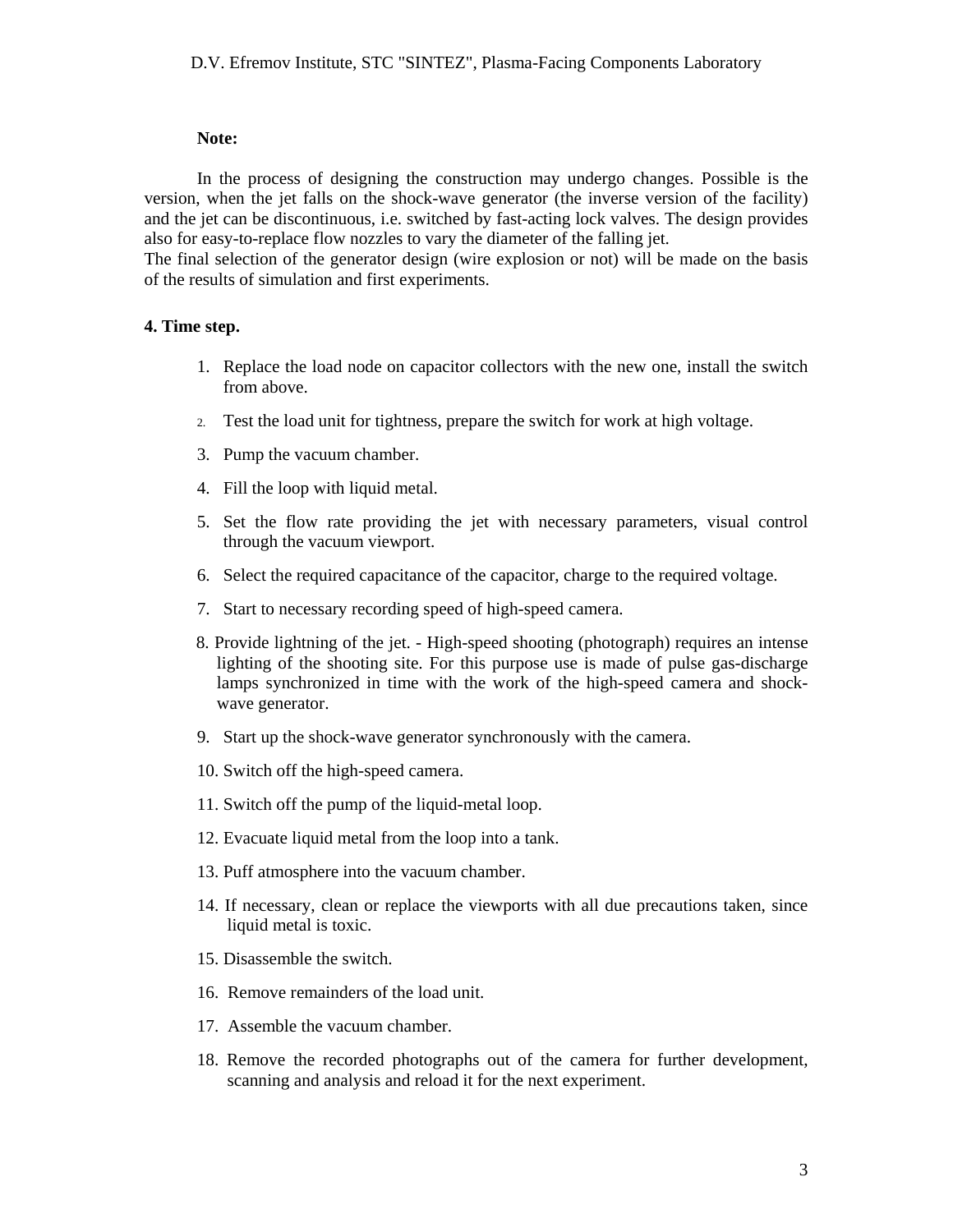**Note:**

In the process of designing the construction may undergo changes. Possible is the version, when the jet falls on the shock-wave generator (the inverse version of the facility) and the jet can be discontinuous, i.e. switched by fast-acting lock valves. The design provides also for easy-to-replace flow nozzles to vary the diameter of the falling jet.
The final selection of the generator design (wire explosion or not) will be made on the basis of the results of simulation and first experiments.

**4. Time step.**

1. Replace the load node on capacitor collectors with the new one, install the switch from above.
2. Test the load unit for tightness, prepare the switch for work at high voltage.
3. Pump the vacuum chamber.
4. Fill the loop with liquid metal.
5. Set the flow rate providing the jet with necessary parameters, visual control through the vacuum viewport.
6. Select the required capacitance of the capacitor, charge to the required voltage.
7. Start to necessary recording speed of high-speed camera.
8. Provide lightning of the jet. - High-speed shooting (photograph) requires an intense lighting of the shooting site. For this purpose use is made of pulse gas-discharge lamps synchronized in time with the work of the high-speed camera and shock-wave generator.
9. Start up the shock-wave generator synchronously with the camera.
10. Switch off the high-speed camera.
11. Switch off the pump of the liquid-metal loop.
12. Evacuate liquid metal from the loop into a tank.
13. Puff atmosphere into the vacuum chamber.
14. If necessary, clean or replace the viewports with all due precautions taken, since liquid metal is toxic.
15. Disassemble the switch.
16. Remove remainders of the load unit.
17. Assemble the vacuum chamber.
18. Remove the recorded photographs out of the camera for further development, scanning and analysis and reload it for the next experiment.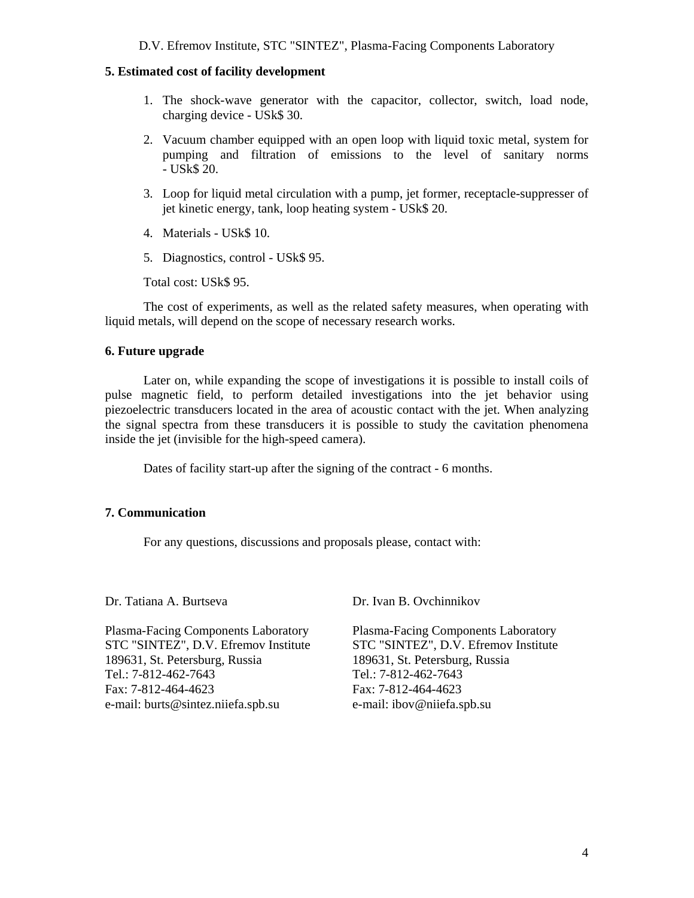## 5. Estimated cost of facility development

1. The shock-wave generator with the capacitor, collector, switch, load node, charging device - USk$ 30.
2. Vacuum chamber equipped with an open loop with liquid toxic metal, system for pumping and filtration of emissions to the level of sanitary norms - USk$ 20.
3. Loop for liquid metal circulation with a pump, jet former, receptacle-suppresser of jet kinetic energy, tank, loop heating system - USk$ 20.
4. Materials - USk$ 10.
5. Diagnostics, control - USk$ 95.

Total cost: USk$ 95.

The cost of experiments, as well as the related safety measures, when operating with liquid metals, will depend on the scope of necessary research works.

## 6. Future upgrade

Later on, while expanding the scope of investigations it is possible to install coils of pulse magnetic field, to perform detailed investigations into the jet behavior using piezoelectric transducers located in the area of acoustic contact with the jet. When analyzing the signal spectra from these transducers it is possible to study the cavitation phenomena inside the jet (invisible for the high-speed camera).

Dates of facility start-up after the signing of the contract - 6 months.

## 7. Communication

For any questions, discussions and proposals please, contact with:

Dr. Tatiana A. Burtseva

Plasma-Facing Components Laboratory
STC "SINTEZ", D.V. Efremov Institute
189631, St. Petersburg, Russia
Tel.: 7-812-462-7643
Fax: 7-812-464-4623
e-mail: burts@sintez.niiefa.spb.su

Dr. Ivan B. Ovchinnikov

Plasma-Facing Components Laboratory
STC "SINTEZ", D.V. Efremov Institute
189631, St. Petersburg, Russia
Tel.: 7-812-462-7643
Fax: 7-812-464-4623
e-mail: ibov@niiefa.spb.su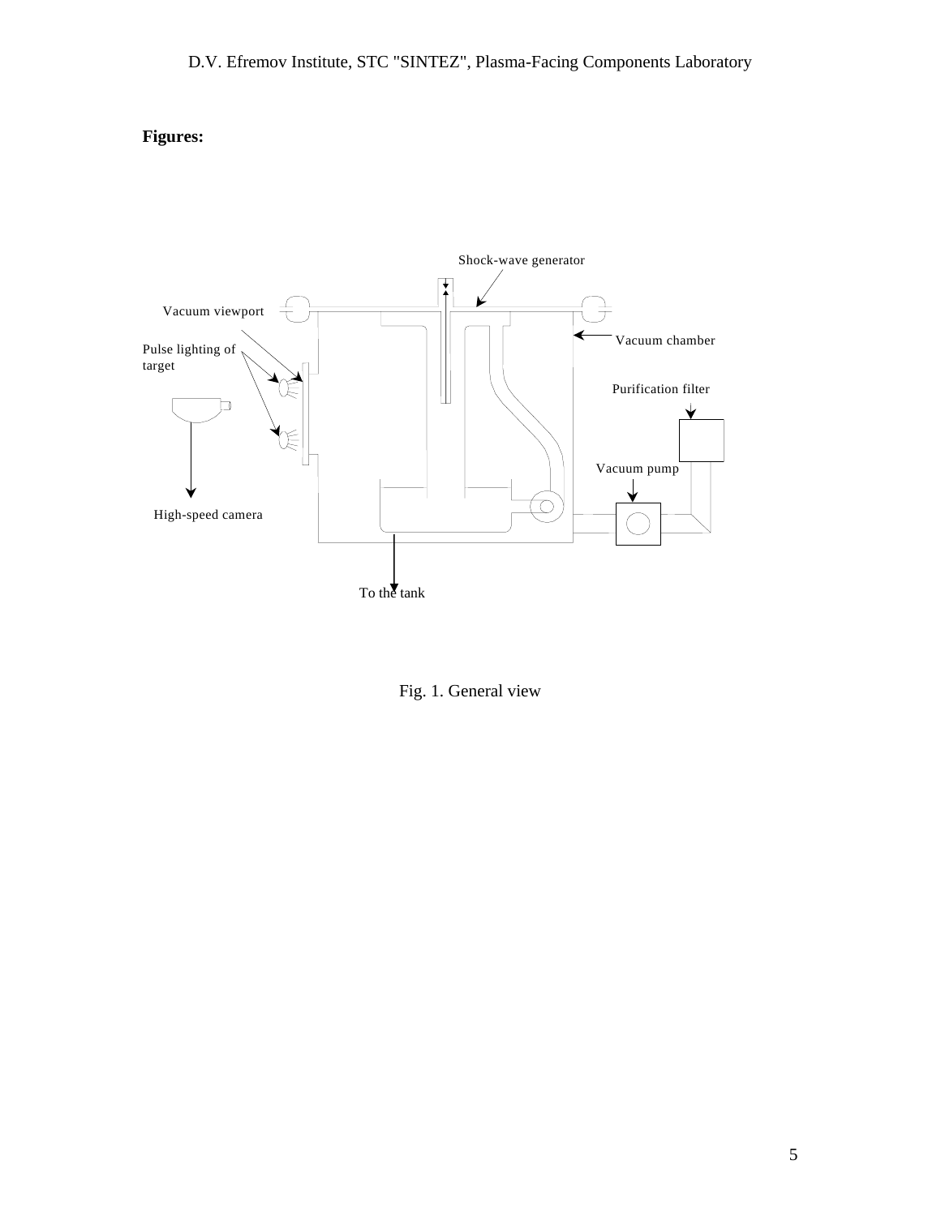**Figures:**

Shock-wave generator

Vacuum viewport

Vacuum chamber

Pulse lighting of target

Purification filter

Vacuum pump

High-speed camera

To the tank

Fig. 1. General view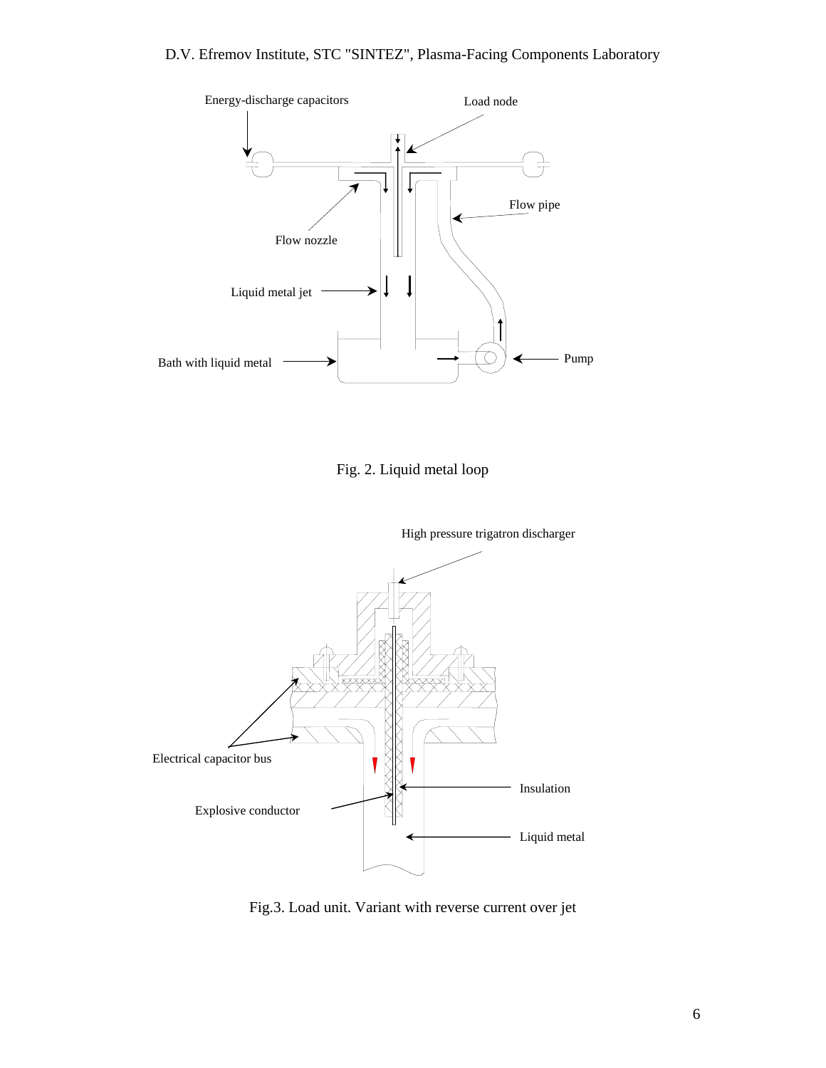Energy-discharge capacitors

Load node

Flow pipe

Flow nozzle

Liquid metal jet

Bath with liquid metal

Pump

Fig. 2. Liquid metal loop

High pressure trigatron discharger

Electrical capacitor bus

Insulation

Explosive conductor

Liquid metal

Fig.3. Load unit. Variant with reverse current over jet